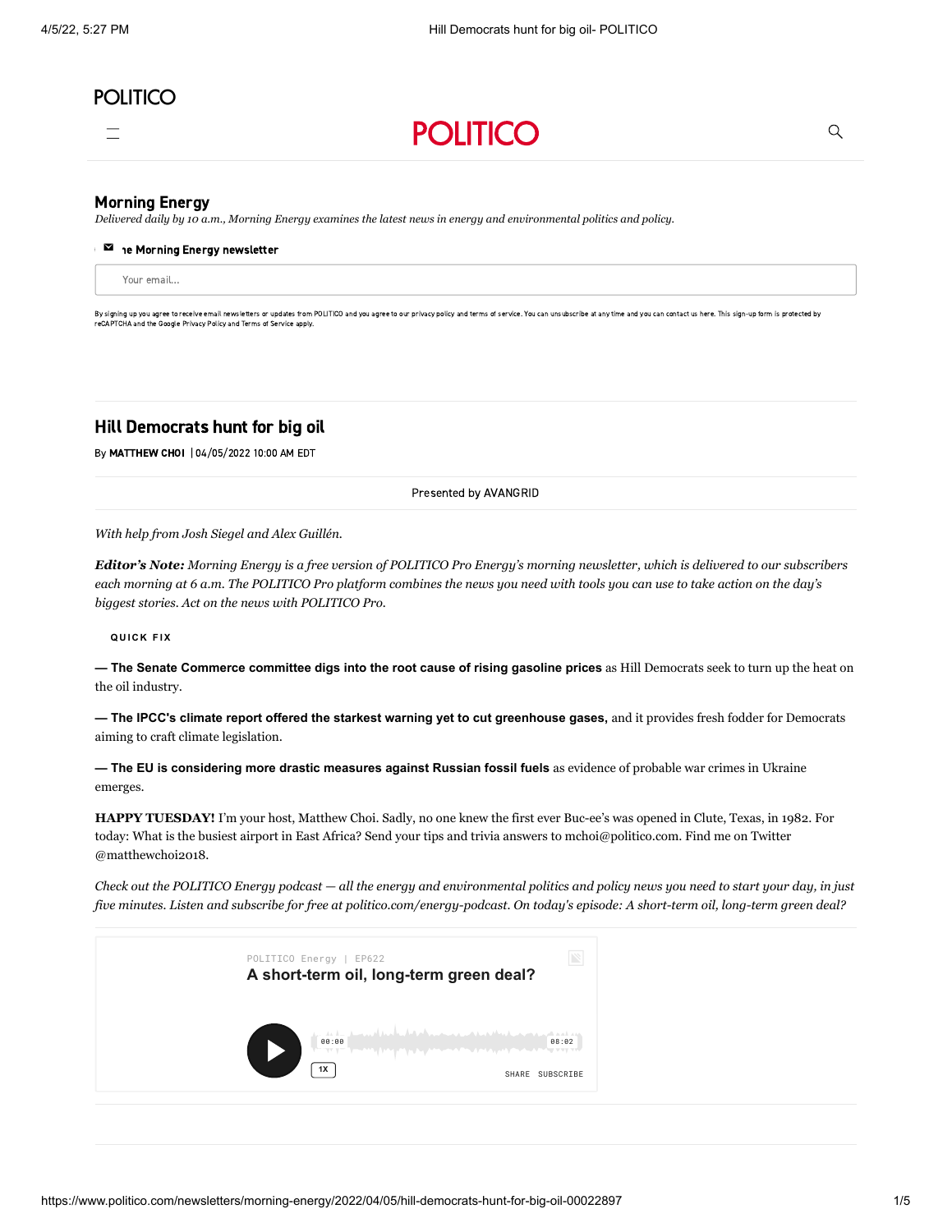POLITICO

# POLITICO

## Morning Energy

*Delivered daily by 10 a.m., Morning Energy examines the latest news in energy and environmental politics and policy.*

he Morning Energy newsletter

Your email...

By signing up you agree to receive email newsletters or updates from POLITICO and you agree to our privacy policy and terms of service. You can unsubscribe at any time and you can contact us here. This sign-up form is protected by reCAPTCHA and the Google Privacy Policy and Terms of Service apply.

# Hill Democrats hunt for big oil

By **MATTHEW CHOI** | 04/05/2022 10:00 AM EDT

Presented by AVANGRID

*With help from Josh Siegel and Alex Guillén.*

***Editor's Note:*** *Morning Energy is a free version of POLITICO Pro Energy's morning newsletter, which is delivered to our subscribers each morning at 6 a.m. The POLITICO Pro platform combines the news you need with tools you can use to take action on the day's biggest stories. Act on the news with POLITICO Pro.*

**QUICK FIX**

**— The Senate Commerce committee digs into the root cause of rising gasoline prices** as Hill Democrats seek to turn up the heat on the oil industry.

**— The IPCC's climate report offered the starkest warning yet to cut greenhouse gases,** and it provides fresh fodder for Democrats aiming to craft climate legislation.

**— The EU is considering more drastic measures against Russian fossil fuels** as evidence of probable war crimes in Ukraine emerges.

**HAPPY TUESDAY!** I'm your host, Matthew Choi. Sadly, no one knew the first ever Buc-ee's was opened in Clute, Texas, in 1982. For today: What is the busiest airport in East Africa? Send your tips and trivia answers to mchoi@politico.com. Find me on Twitter @matthewchoi2018.

*Check out the POLITICO Energy podcast — all the energy and environmental politics and policy news you need to start your day, in just five minutes. Listen and subscribe for free at politico.com/energy-podcast. On today's episode: A short-term oil, long-term green deal?*

POLITICO Energy | EP622

**A short-term oil, long-term green deal?**

00:00 08:02

1X

SHARE SUBSCRIBE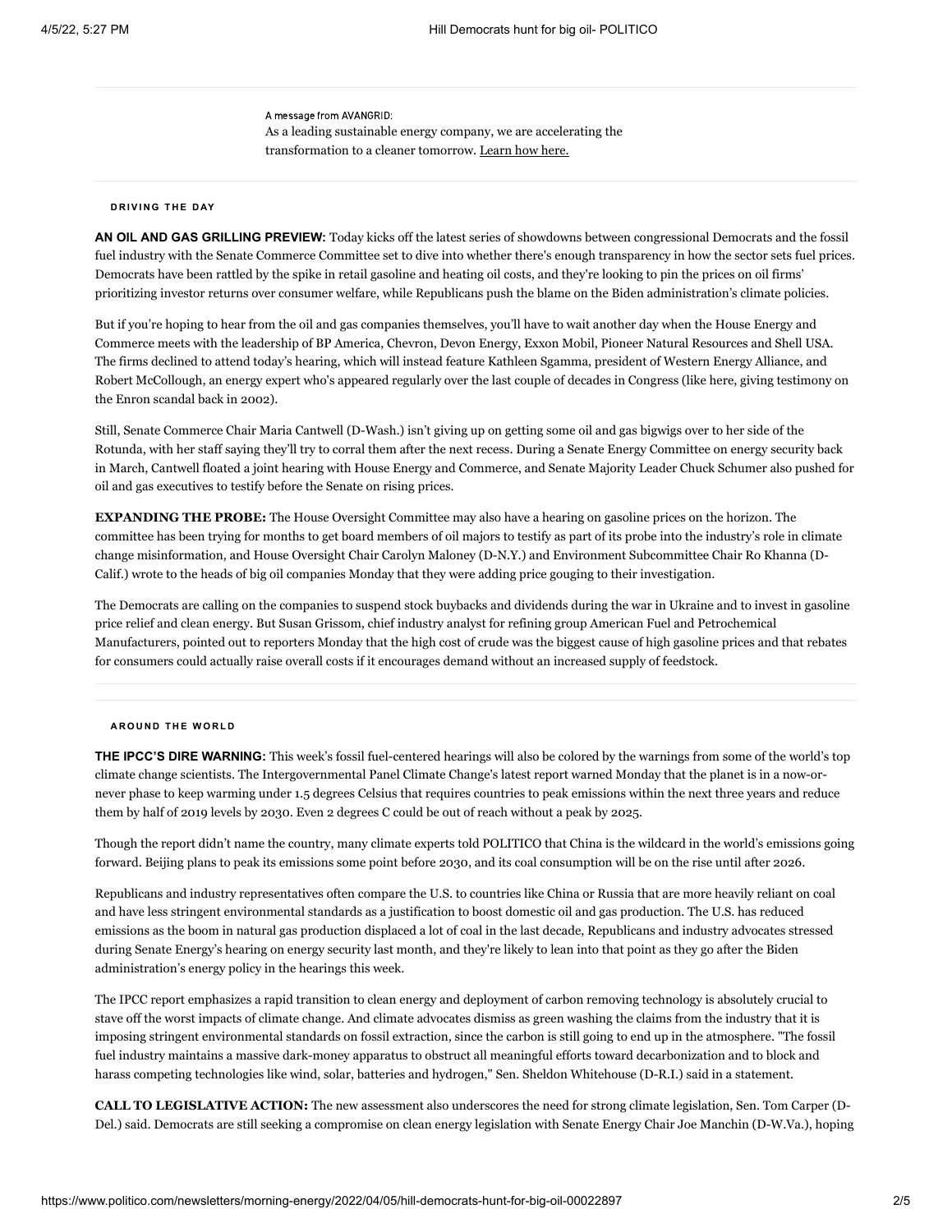A message from AVANGRID:
As a leading sustainable energy company, we are accelerating the transformation to a cleaner tomorrow. Learn how here.

### DRIVING THE DAY

**AN OIL AND GAS GRILLING PREVIEW:** Today kicks off the latest series of showdowns between congressional Democrats and the fossil fuel industry with the Senate Commerce Committee set to dive into whether there's enough transparency in how the sector sets fuel prices. Democrats have been rattled by the spike in retail gasoline and heating oil costs, and they're looking to pin the prices on oil firms' prioritizing investor returns over consumer welfare, while Republicans push the blame on the Biden administration's climate policies.

But if you're hoping to hear from the oil and gas companies themselves, you'll have to wait another day when the House Energy and Commerce meets with the leadership of BP America, Chevron, Devon Energy, Exxon Mobil, Pioneer Natural Resources and Shell USA. The firms declined to attend today's hearing, which will instead feature Kathleen Sgamma, president of Western Energy Alliance, and Robert McCollough, an energy expert who's appeared regularly over the last couple of decades in Congress (like here, giving testimony on the Enron scandal back in 2002).

Still, Senate Commerce Chair Maria Cantwell (D-Wash.) isn't giving up on getting some oil and gas bigwigs over to her side of the Rotunda, with her staff saying they'll try to corral them after the next recess. During a Senate Energy Committee on energy security back in March, Cantwell floated a joint hearing with House Energy and Commerce, and Senate Majority Leader Chuck Schumer also pushed for oil and gas executives to testify before the Senate on rising prices.

**EXPANDING THE PROBE:** The House Oversight Committee may also have a hearing on gasoline prices on the horizon. The committee has been trying for months to get board members of oil majors to testify as part of its probe into the industry's role in climate change misinformation, and House Oversight Chair Carolyn Maloney (D-N.Y.) and Environment Subcommittee Chair Ro Khanna (D-Calif.) wrote to the heads of big oil companies Monday that they were adding price gouging to their investigation.

The Democrats are calling on the companies to suspend stock buybacks and dividends during the war in Ukraine and to invest in gasoline price relief and clean energy. But Susan Grissom, chief industry analyst for refining group American Fuel and Petrochemical Manufacturers, pointed out to reporters Monday that the high cost of crude was the biggest cause of high gasoline prices and that rebates for consumers could actually raise overall costs if it encourages demand without an increased supply of feedstock.

### AROUND THE WORLD

**THE IPCC'S DIRE WARNING:** This week's fossil fuel-centered hearings will also be colored by the warnings from some of the world's top climate change scientists. The Intergovernmental Panel Climate Change's latest report warned Monday that the planet is in a now-or-never phase to keep warming under 1.5 degrees Celsius that requires countries to peak emissions within the next three years and reduce them by half of 2019 levels by 2030. Even 2 degrees C could be out of reach without a peak by 2025.

Though the report didn't name the country, many climate experts told POLITICO that China is the wildcard in the world's emissions going forward. Beijing plans to peak its emissions some point before 2030, and its coal consumption will be on the rise until after 2026.

Republicans and industry representatives often compare the U.S. to countries like China or Russia that are more heavily reliant on coal and have less stringent environmental standards as a justification to boost domestic oil and gas production. The U.S. has reduced emissions as the boom in natural gas production displaced a lot of coal in the last decade, Republicans and industry advocates stressed during Senate Energy's hearing on energy security last month, and they're likely to lean into that point as they go after the Biden administration's energy policy in the hearings this week.

The IPCC report emphasizes a rapid transition to clean energy and deployment of carbon removing technology is absolutely crucial to stave off the worst impacts of climate change. And climate advocates dismiss as green washing the claims from the industry that it is imposing stringent environmental standards on fossil extraction, since the carbon is still going to end up in the atmosphere. "The fossil fuel industry maintains a massive dark-money apparatus to obstruct all meaningful efforts toward decarbonization and to block and harass competing technologies like wind, solar, batteries and hydrogen," Sen. Sheldon Whitehouse (D-R.I.) said in a statement.

**CALL TO LEGISLATIVE ACTION:** The new assessment also underscores the need for strong climate legislation, Sen. Tom Carper (D-Del.) said. Democrats are still seeking a compromise on clean energy legislation with Senate Energy Chair Joe Manchin (D-W.Va.), hoping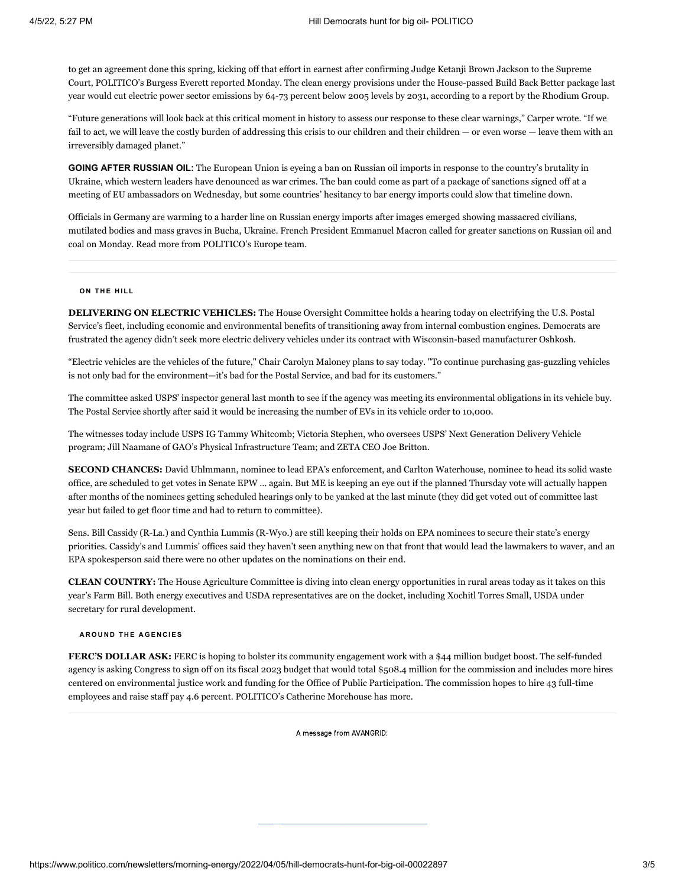to get an agreement done this spring, kicking off that effort in earnest after confirming Judge Ketanji Brown Jackson to the Supreme Court, POLITICO's Burgess Everett reported Monday. The clean energy provisions under the House-passed Build Back Better package last year would cut electric power sector emissions by 64-73 percent below 2005 levels by 2031, according to a report by the Rhodium Group.

"Future generations will look back at this critical moment in history to assess our response to these clear warnings," Carper wrote. "If we fail to act, we will leave the costly burden of addressing this crisis to our children and their children — or even worse — leave them with an irreversibly damaged planet."

**GOING AFTER RUSSIAN OIL:** The European Union is eyeing a ban on Russian oil imports in response to the country's brutality in Ukraine, which western leaders have denounced as war crimes. The ban could come as part of a package of sanctions signed off at a meeting of EU ambassadors on Wednesday, but some countries' hesitancy to bar energy imports could slow that timeline down.

Officials in Germany are warming to a harder line on Russian energy imports after images emerged showing massacred civilians, mutilated bodies and mass graves in Bucha, Ukraine. French President Emmanuel Macron called for greater sanctions on Russian oil and coal on Monday. Read more from POLITICO's Europe team.

## ON THE HILL

**DELIVERING ON ELECTRIC VEHICLES:** The House Oversight Committee holds a hearing today on electrifying the U.S. Postal Service's fleet, including economic and environmental benefits of transitioning away from internal combustion engines. Democrats are frustrated the agency didn't seek more electric delivery vehicles under its contract with Wisconsin-based manufacturer Oshkosh.

"Electric vehicles are the vehicles of the future," Chair Carolyn Maloney plans to say today. "To continue purchasing gas-guzzling vehicles is not only bad for the environment—it's bad for the Postal Service, and bad for its customers."

The committee asked USPS' inspector general last month to see if the agency was meeting its environmental obligations in its vehicle buy. The Postal Service shortly after said it would be increasing the number of EVs in its vehicle order to 10,000.

The witnesses today include USPS IG Tammy Whitcomb; Victoria Stephen, who oversees USPS' Next Generation Delivery Vehicle program; Jill Naamane of GAO's Physical Infrastructure Team; and ZETA CEO Joe Britton.

**SECOND CHANCES:** David Uhlmmann, nominee to lead EPA's enforcement, and Carlton Waterhouse, nominee to head its solid waste office, are scheduled to get votes in Senate EPW … again. But ME is keeping an eye out if the planned Thursday vote will actually happen after months of the nominees getting scheduled hearings only to be yanked at the last minute (they did get voted out of committee last year but failed to get floor time and had to return to committee).

Sens. Bill Cassidy (R-La.) and Cynthia Lummis (R-Wyo.) are still keeping their holds on EPA nominees to secure their state's energy priorities. Cassidy's and Lummis' offices said they haven't seen anything new on that front that would lead the lawmakers to waver, and an EPA spokesperson said there were no other updates on the nominations on their end.

**CLEAN COUNTRY:** The House Agriculture Committee is diving into clean energy opportunities in rural areas today as it takes on this year's Farm Bill. Both energy executives and USDA representatives are on the docket, including Xochitl Torres Small, USDA under secretary for rural development.

## AROUND THE AGENCIES

**FERC'S DOLLAR ASK:** FERC is hoping to bolster its community engagement work with a $44 million budget boost. The self-funded agency is asking Congress to sign off on its fiscal 2023 budget that would total $508.4 million for the commission and includes more hires centered on environmental justice work and funding for the Office of Public Participation. The commission hopes to hire 43 full-time employees and raise staff pay 4.6 percent. POLITICO's Catherine Morehouse has more.

A message from AVANGRID: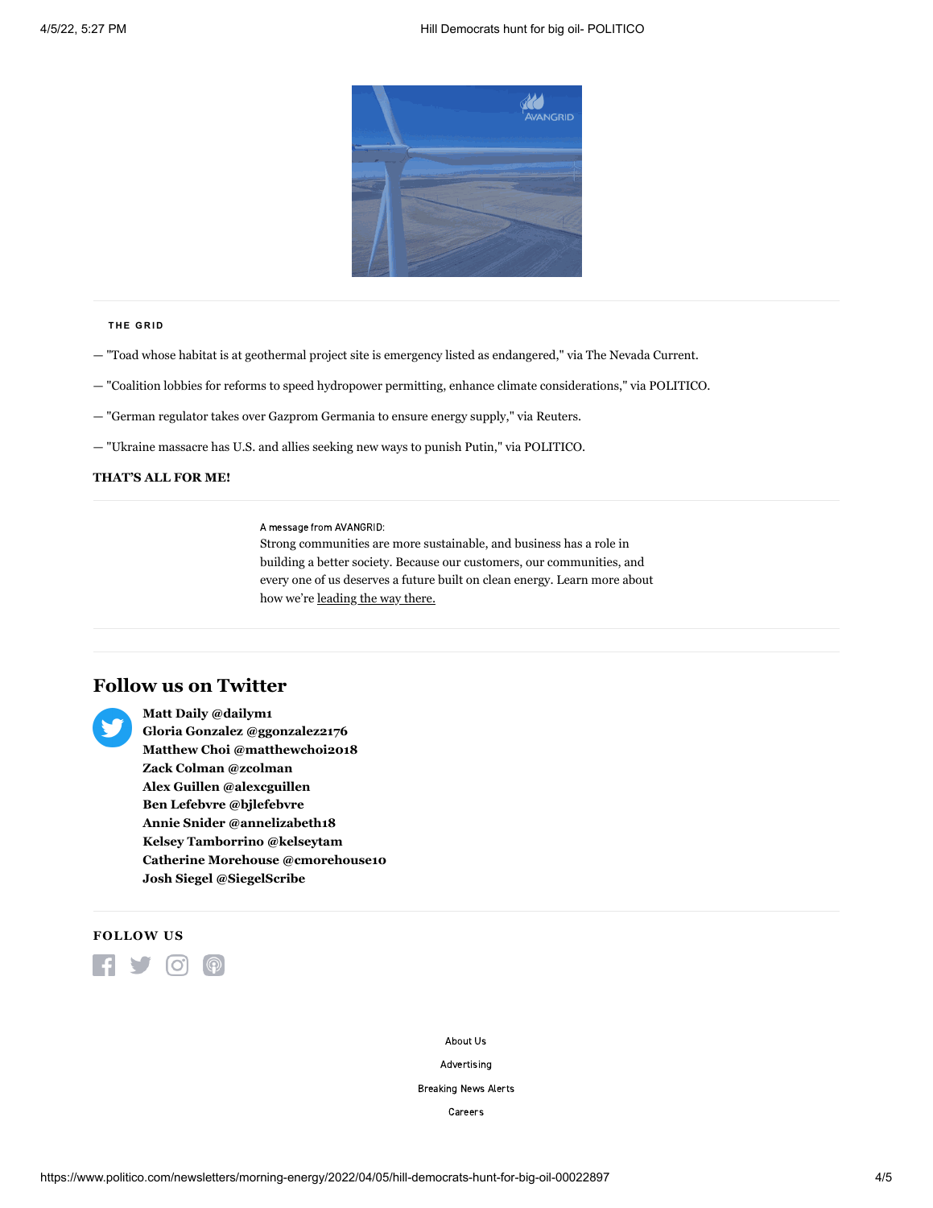THE GRID

— "Toad whose habitat is at geothermal project site is emergency listed as endangered," via The Nevada Current.

— "Coalition lobbies for reforms to speed hydropower permitting, enhance climate considerations," via POLITICO.

— "German regulator takes over Gazprom Germania to ensure energy supply," via Reuters.

— "Ukraine massacre has U.S. and allies seeking new ways to punish Putin," via POLITICO.

**THAT'S ALL FOR ME!**

A message from AVANGRID:
Strong communities are more sustainable, and business has a role in building a better society. Because our customers, our communities, and every one of us deserves a future built on clean energy. Learn more about how we're leading the way there.

## Follow us on Twitter

**Matt Daily @dailym1**
**Gloria Gonzalez @ggonzalez2176**
**Matthew Choi @matthewchoi2018**
**Zack Colman @zcolman**
**Alex Guillen @alexcguillen**
**Ben Lefebvre @bjlefebvre**
**Annie Snider @annelizabeth18**
**Kelsey Tamborrino @kelseytam**
**Catherine Morehouse @cmorehouse10**
**Josh Siegel @SiegelScribe**

**FOLLOW US**

About Us

Advertising

Breaking News Alerts

Careers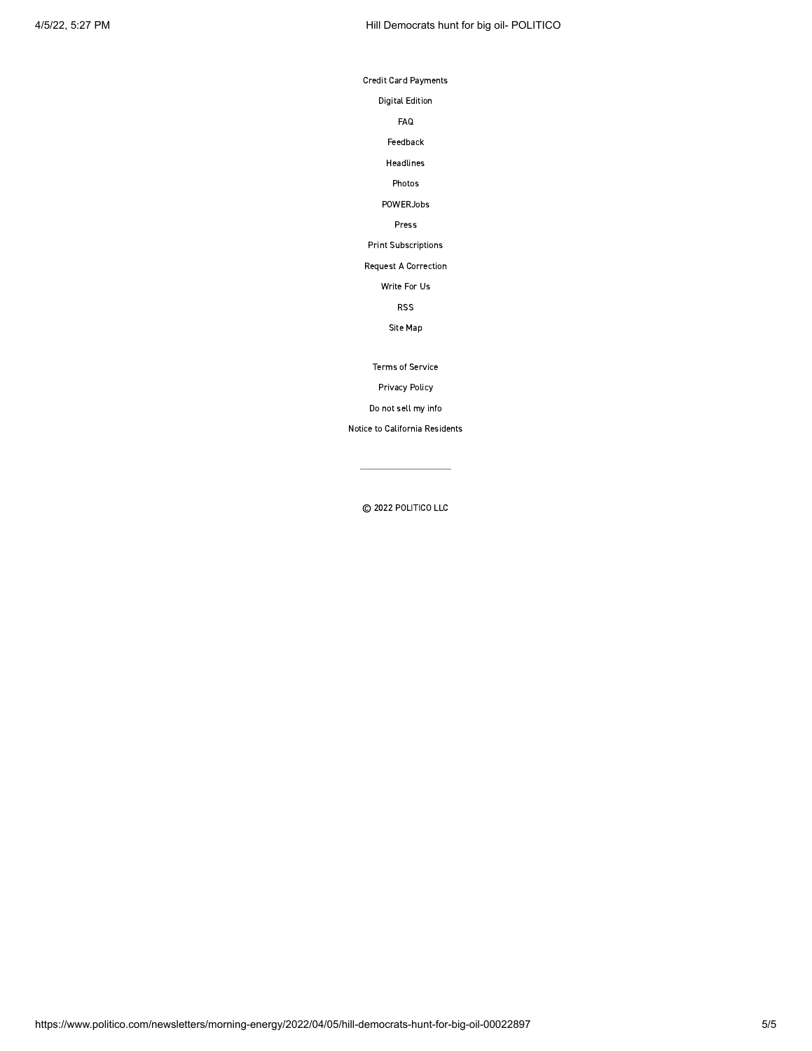Credit Card Payments

Digital Edition

FAQ

Feedback

Headlines

Photos

POWERJobs

Press

Print Subscriptions

Request A Correction

Write For Us

RSS

Site Map

Terms of Service

Privacy Policy

Do not sell my info

Notice to California Residents

---

© 2022 POLITICO LLC